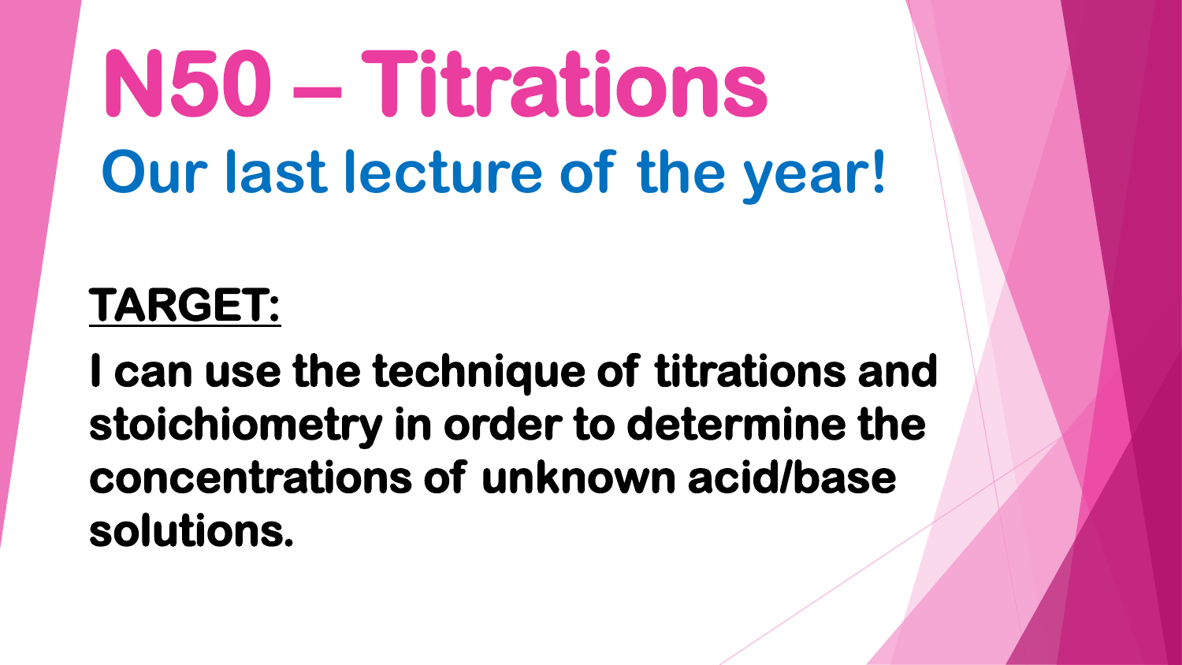# N50 – Titrations

## Our last lecture of the year!

**<u>TARGET:</u>**

**I can use the technique of titrations and stoichiometry in order to determine the concentrations of unknown acid/base solutions.**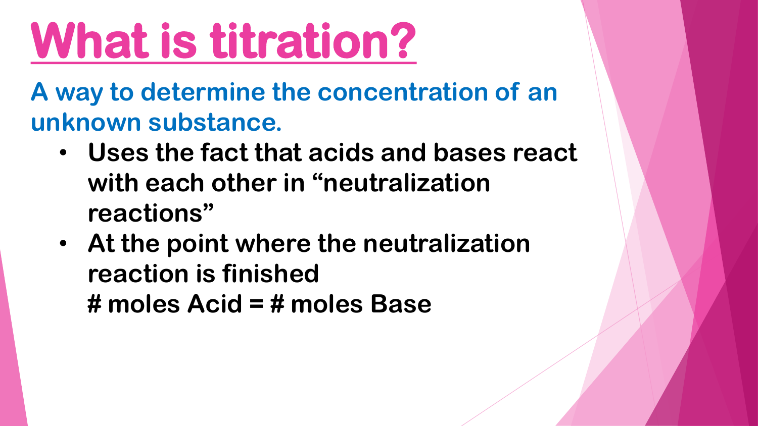# What is titration?

**A way to determine the concentration of an unknown substance.**

- **Uses the fact that acids and bases react with each other in "neutralization reactions"**
- **At the point where the neutralization reaction is finished**
  **# moles Acid = # moles Base**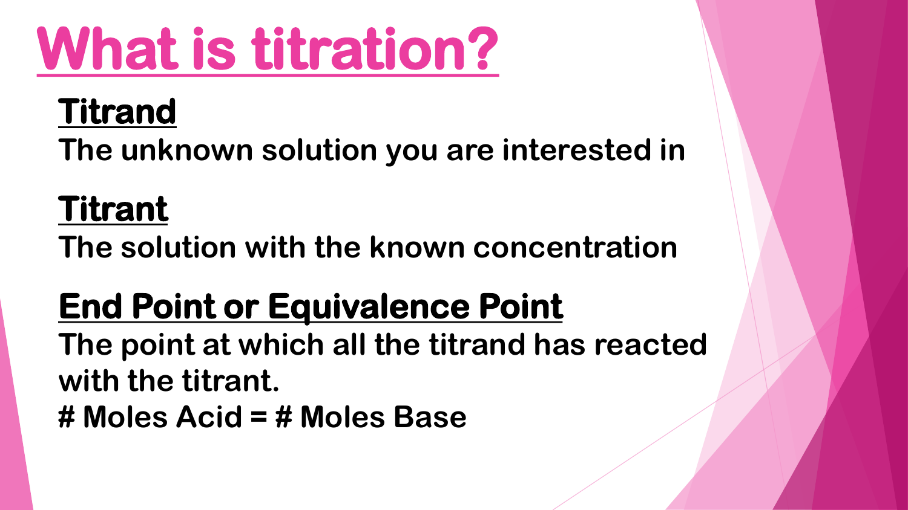# What is titration?

## Titrand

**The unknown solution you are interested in**

## Titrant

**The solution with the known concentration**

## End Point or Equivalence Point

**The point at which all the titrand has reacted with the titrant.**

**# Moles Acid = # Moles Base**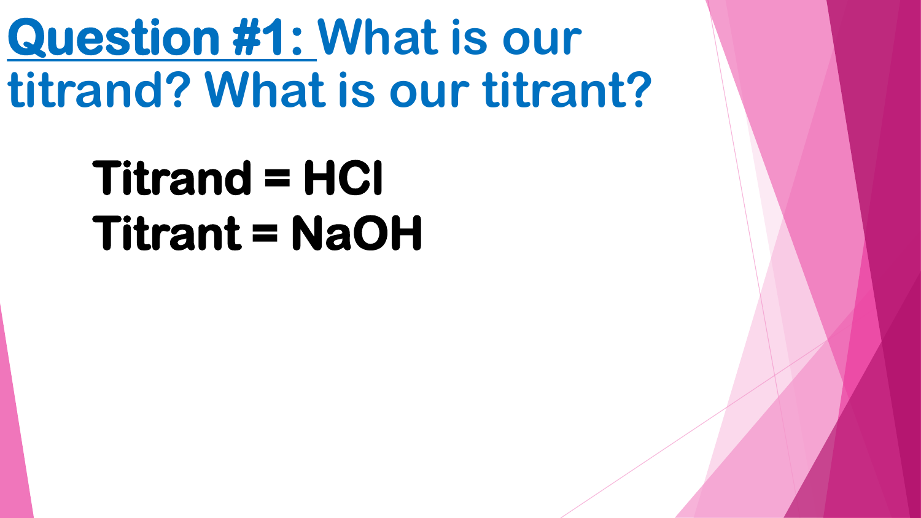# Question #1: What is our titrand? What is our titrant?

**Titrand = HCl**
**Titrant = NaOH**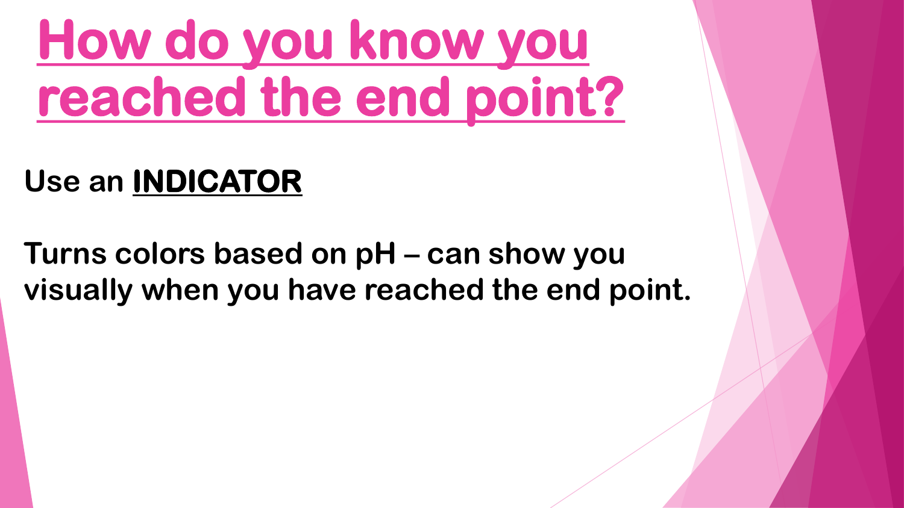# How do you know you reached the end point?

Use an **INDICATOR**

**Turns colors based on pH – can show you visually when you have reached the end point.**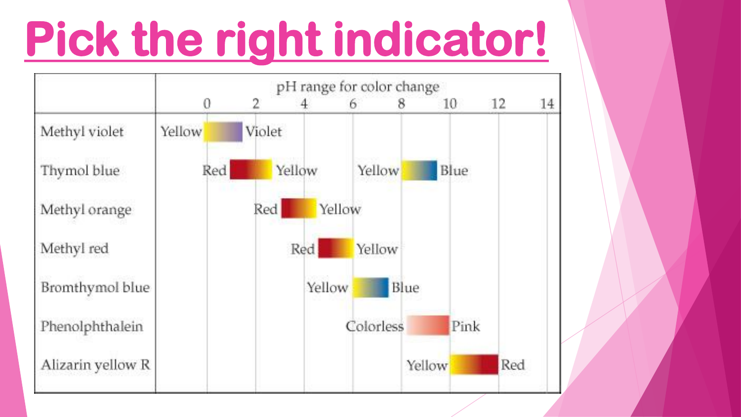# Pick the right indicator!

| Indicator | Low pH color | pH range for color change | High pH color |
| --- | --- | --- | --- |
| Methyl violet | Yellow | 0 – 1.6 | Violet |
| Thymol blue | Red | 1.2 – 2.8 | Yellow |
| Thymol blue | Yellow | 8.0 – 9.6 | Blue |
| Methyl orange | Red | 3.2 – 4.4 | Yellow |
| Methyl red | Red | 4.8 – 6.0 | Yellow |
| Bromthymol blue | Yellow | 6.0 – 7.6 | Blue |
| Phenolphthalein | Colorless | 8.2 – 10.0 | Pink |
| Alizarin yellow R | Yellow | 10.0 – 12.0 | Red |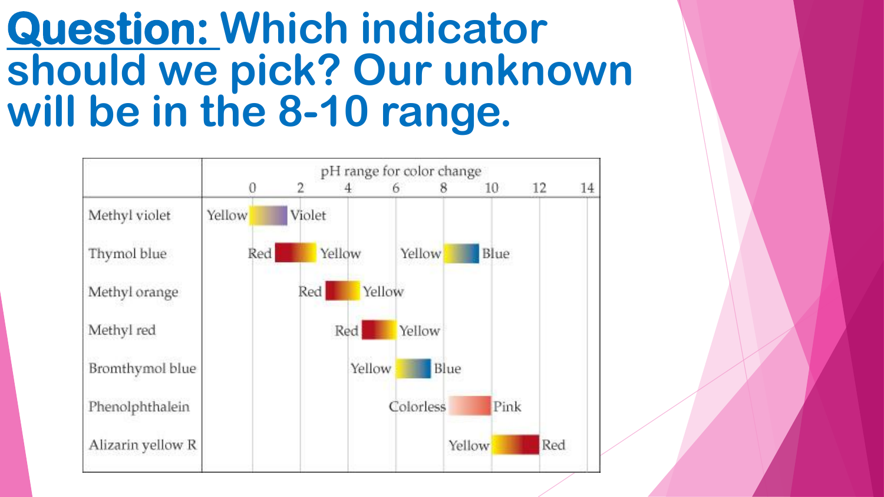**Question:** Which indicator should we pick? Our unknown will be in the 8-10 range.

| | pH range for color change |
|---|---|
| Methyl violet | Yellow → Violet (approx. 0–1.6) |
| Thymol blue | Red → Yellow (approx. 1.2–2.8); Yellow → Blue (approx. 8.0–9.6) |
| Methyl orange | Red → Yellow (approx. 3.1–4.4) |
| Methyl red | Red → Yellow (approx. 4.4–6.2) |
| Bromthymol blue | Yellow → Blue (approx. 6.0–7.6) |
| Phenolphthalein | Colorless → Pink (approx. 8.2–10.0) |
| Alizarin yellow R | Yellow → Red (approx. 10.0–12.0) |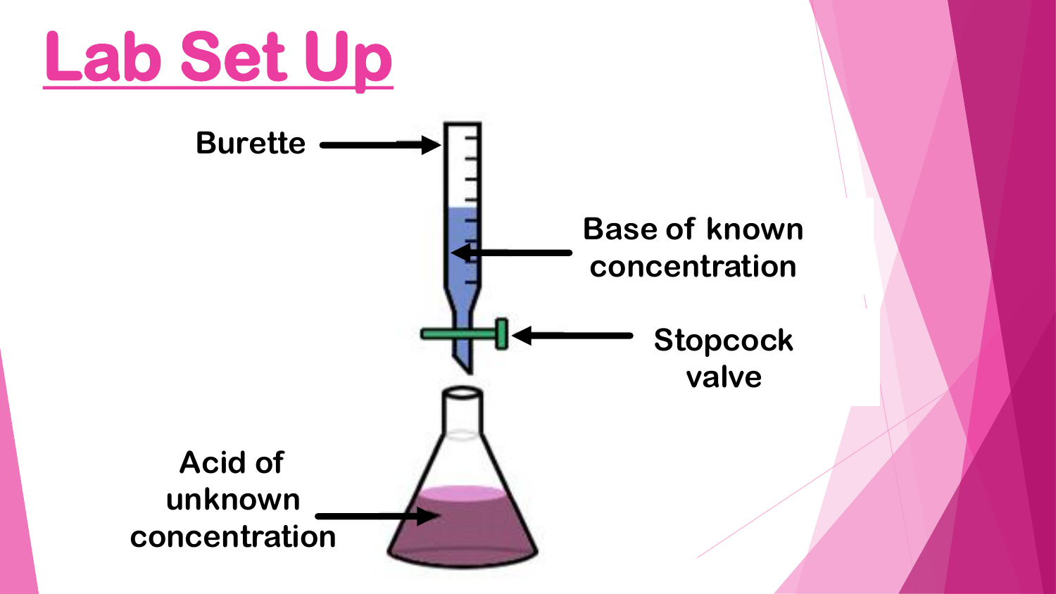# Lab Set Up

Burette

Base of known concentration

Stopcock valve

Acid of unknown concentration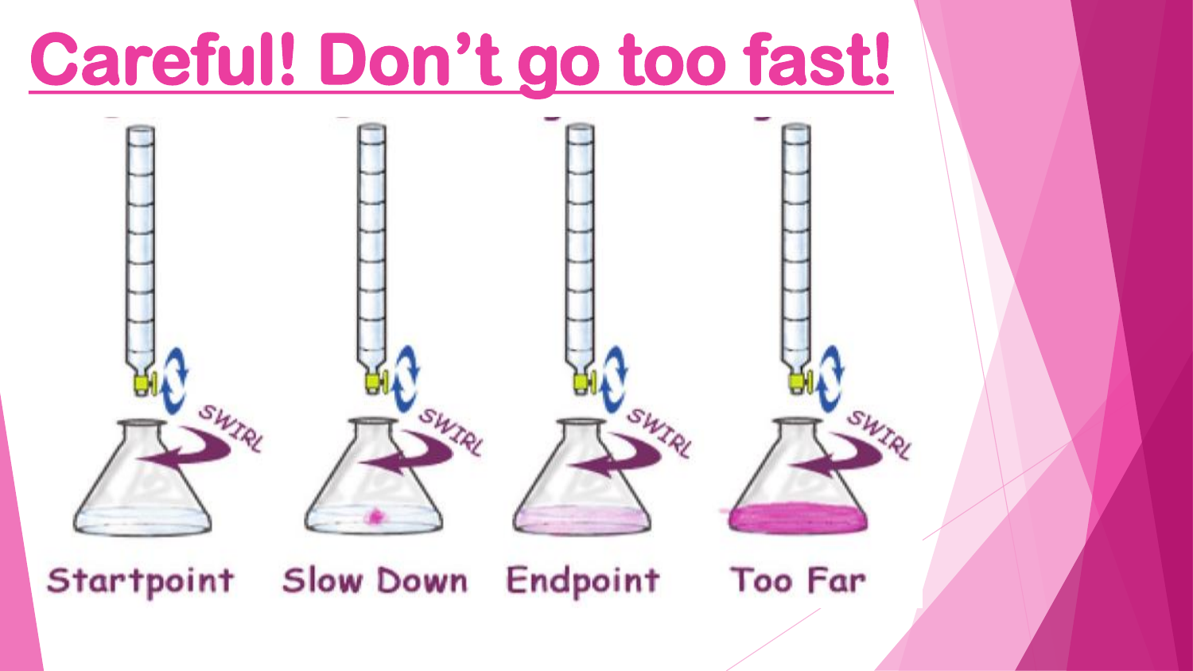# Careful! Don't go too fast!

Startpoint Slow Down Endpoint Too Far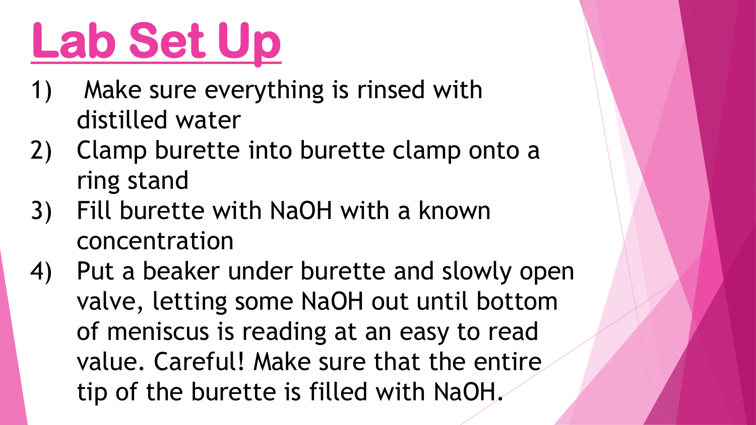# Lab Set Up

1) Make sure everything is rinsed with distilled water
2) Clamp burette into burette clamp onto a ring stand
3) Fill burette with NaOH with a known concentration
4) Put a beaker under burette and slowly open valve, letting some NaOH out until bottom of meniscus is reading at an easy to read value. Careful! Make sure that the entire tip of the burette is filled with NaOH.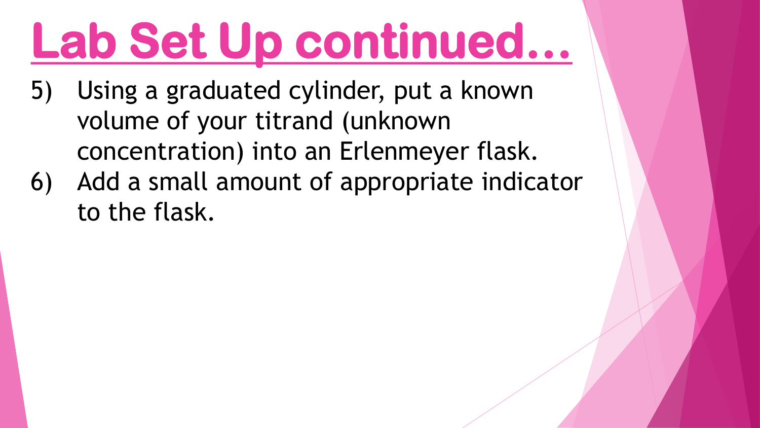# Lab Set Up continued…

5) Using a graduated cylinder, put a known volume of your titrand (unknown concentration) into an Erlenmeyer flask.
6) Add a small amount of appropriate indicator to the flask.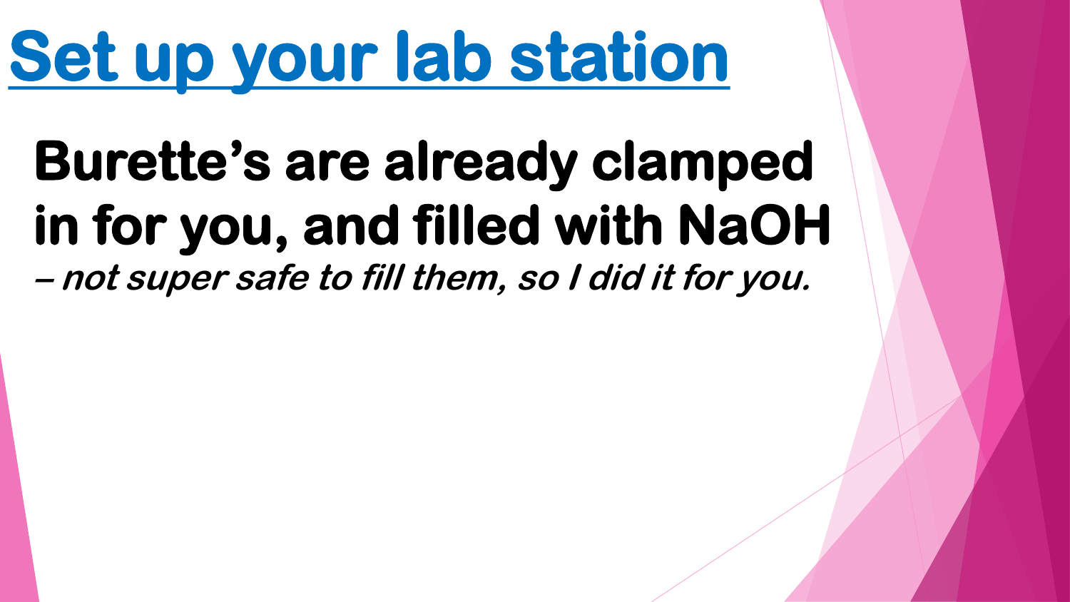# Set up your lab station

**Burette's are already clamped in for you, and filled with NaOH**

***– not super safe to fill them, so I did it for you.***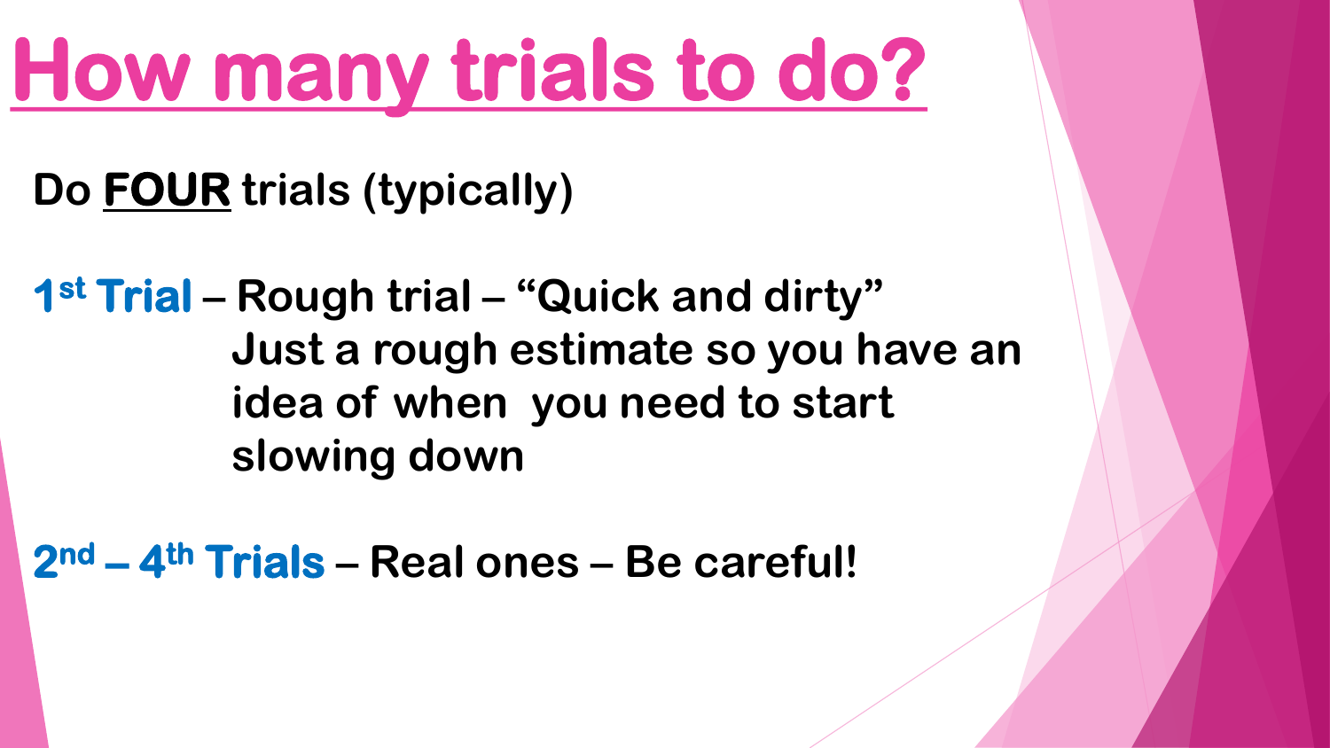# How many trials to do?

**Do <u>FOUR</u> trials (typically)**

**1st Trial – Rough trial – "Quick and dirty"**
**Just a rough estimate so you have an idea of when you need to start slowing down**

**2nd – 4th Trials – Real ones – Be careful!**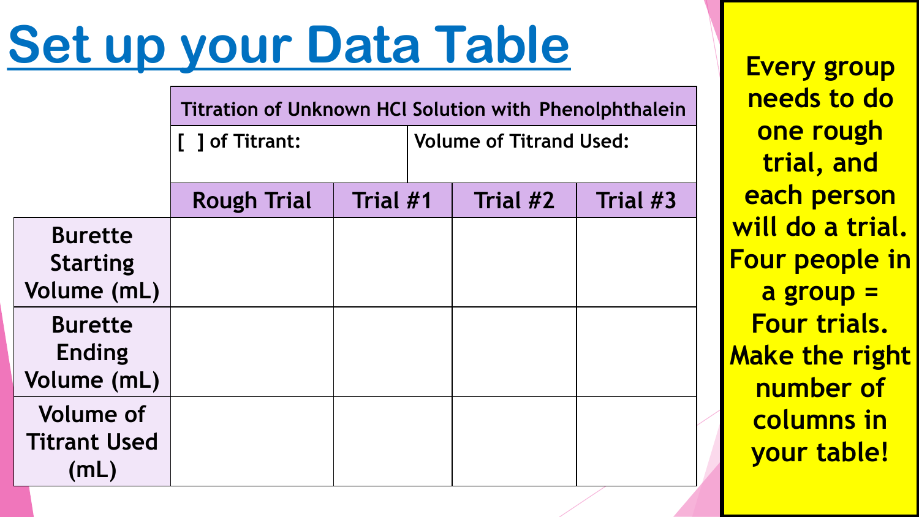# Set up your Data Table

| | Titration of Unknown HCl Solution with Phenolphthalein | | | |
|---|---|---|---|---|
| | [ ] of Titrant: | | Volume of Titrand Used: | |
| | Rough Trial | Trial #1 | Trial #2 | Trial #3 |
| Burette Starting Volume (mL) | | | | |
| Burette Ending Volume (mL) | | | | |
| Volume of Titrant Used (mL) | | | | |

**Every group needs to do one rough trial, and each person will do a trial. Four people in a group = Four trials. Make the right number of columns in your table!**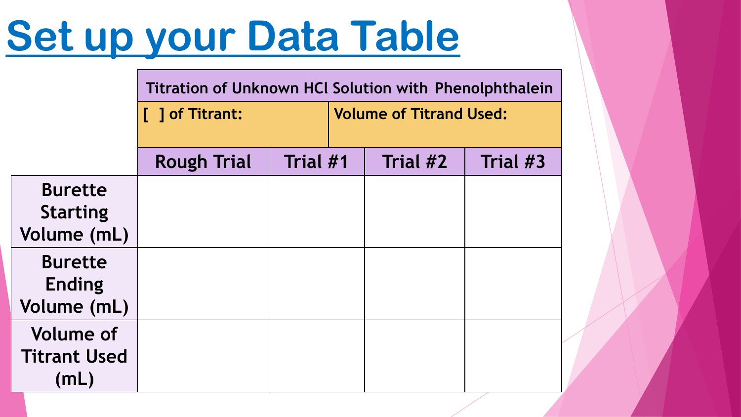# Set up your Data Table

| | Titration of Unknown HCl Solution with Phenolphthalein | | | |
|---|---|---|---|---|
| | [ ] of Titrant: | | Volume of Titrand Used: | |
| | Rough Trial | Trial #1 | Trial #2 | Trial #3 |
| Burette Starting Volume (mL) | | | | |
| Burette Ending Volume (mL) | | | | |
| Volume of Titrant Used (mL) | | | | |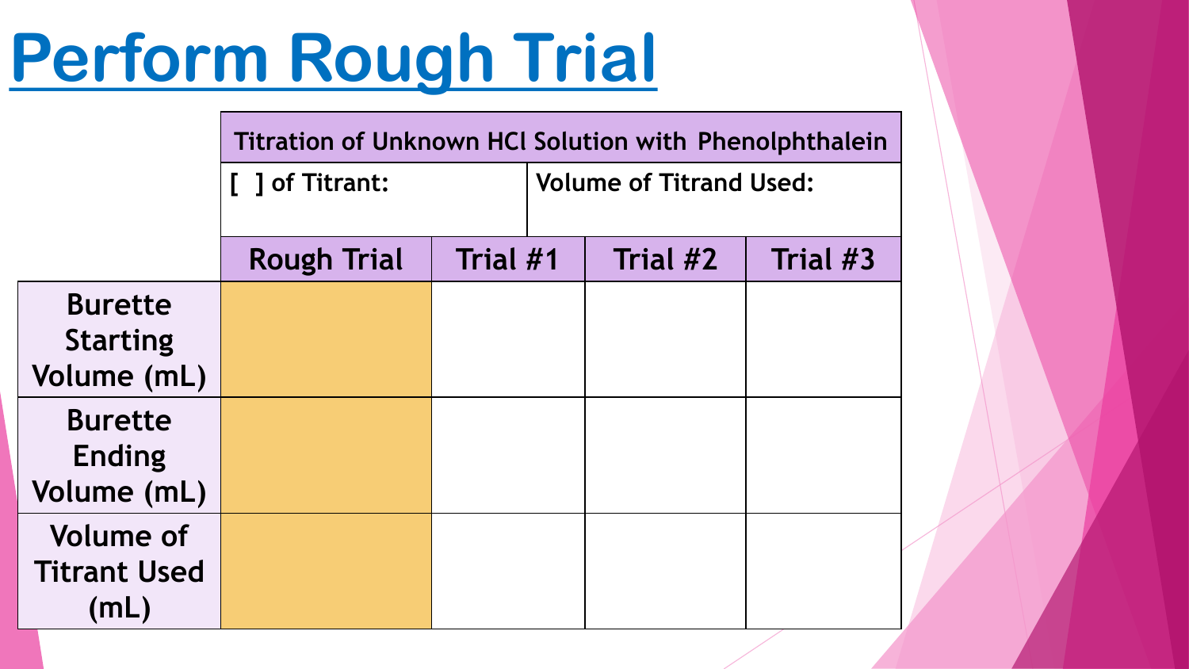# Perform Rough Trial

| | Titration of Unknown HCl Solution with Phenolphthalein | | | |
|---|---|---|---|---|
| | [ ] of Titrant: | | Volume of Titrand Used: | |
| | Rough Trial | Trial #1 | Trial #2 | Trial #3 |
| Burette Starting Volume (mL) | | | | |
| Burette Ending Volume (mL) | | | | |
| Volume of Titrant Used (mL) | | | | |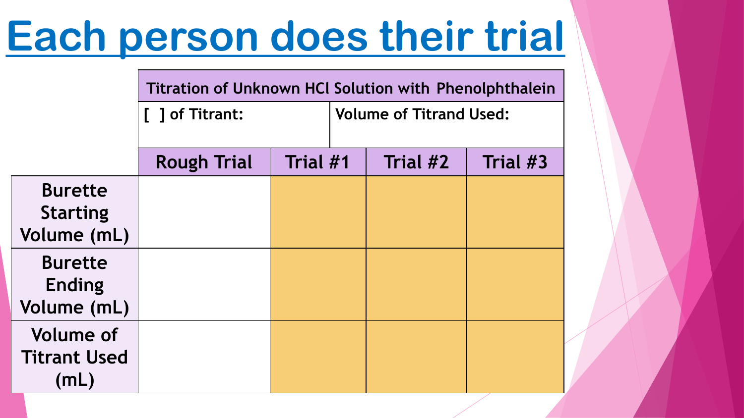# Each person does their trial

| | Titration of Unknown HCl Solution with Phenolphthalein | | | |
|---|---|---|---|---|
| | [ ] of Titrant: | | Volume of Titrand Used: | |
| | Rough Trial | Trial #1 | Trial #2 | Trial #3 |
| Burette Starting Volume (mL) | | | | |
| Burette Ending Volume (mL) | | | | |
| Volume of Titrant Used (mL) | | | | |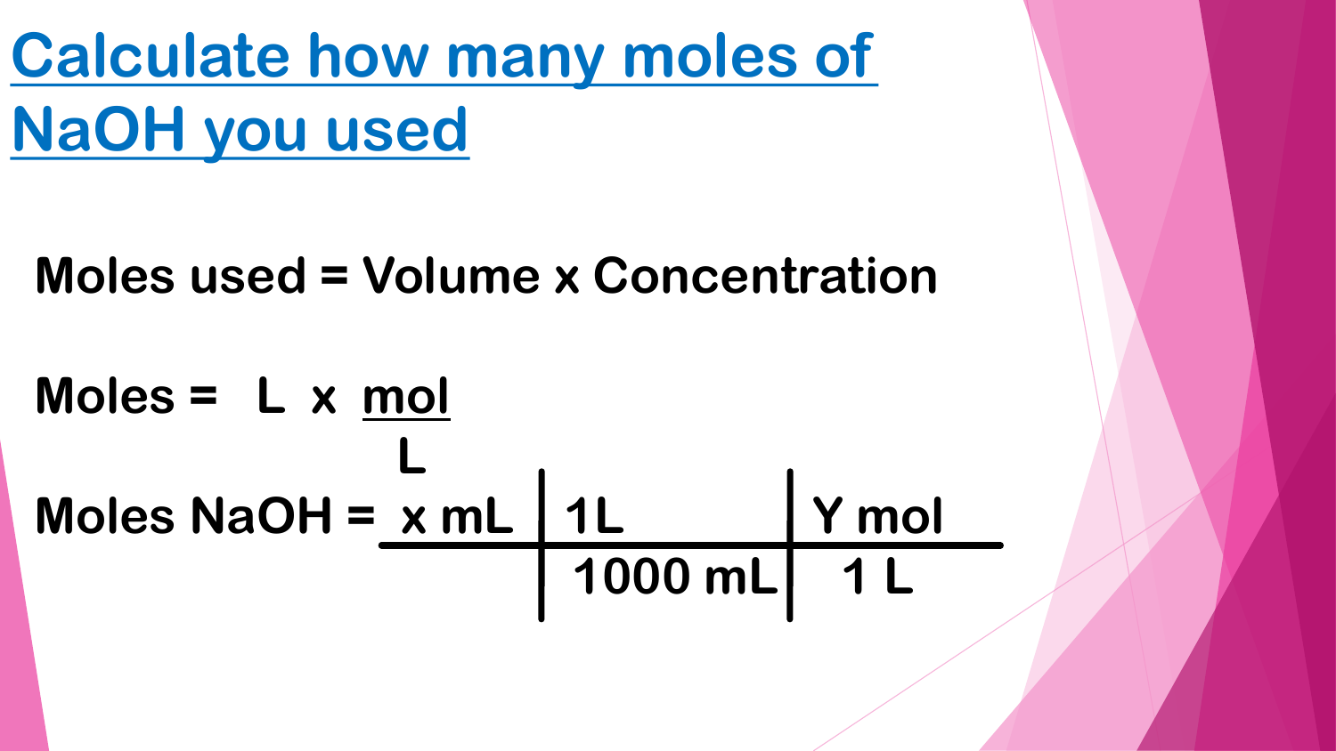# Calculate how many moles of NaOH you used

**Moles used = Volume x Concentration**

$$\text{Moles} = \text{L} \times \frac{\text{mol}}{\text{L}}$$

$$\text{Moles NaOH} = \frac{x \text{ mL}}{} \times \frac{1 \text{ L}}{1000 \text{ mL}} \times \frac{Y \text{ mol}}{1 \text{ L}}$$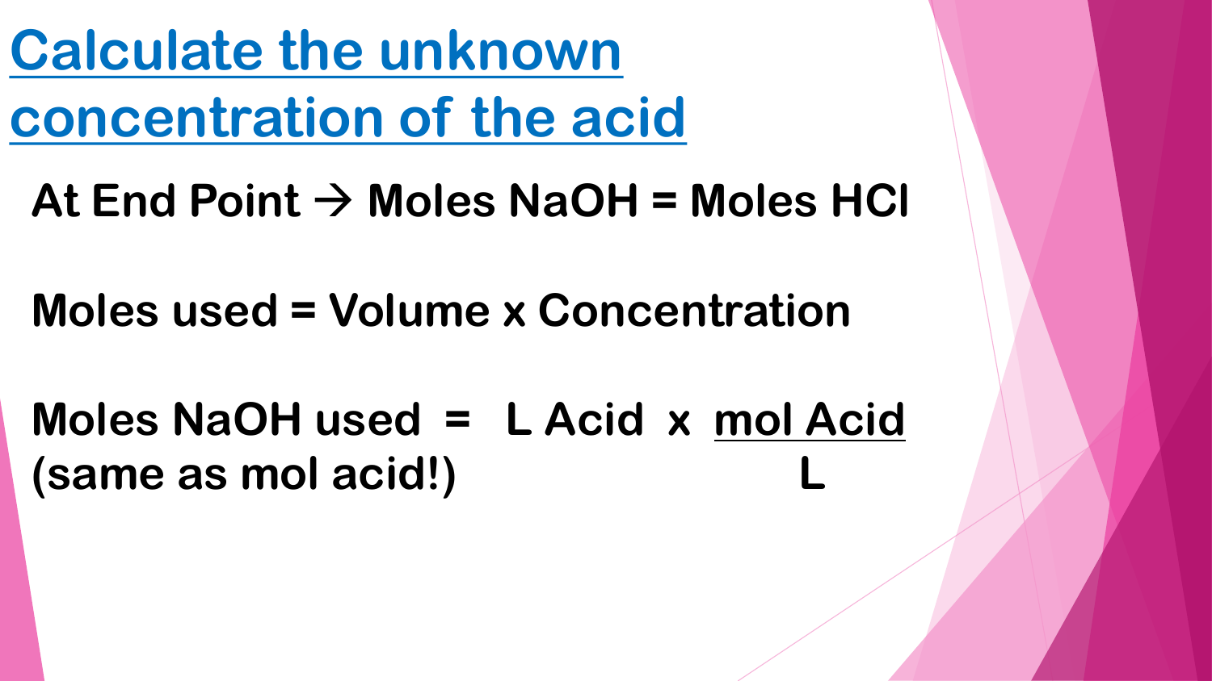# Calculate the unknown concentration of the acid

**At End Point → Moles NaOH = Moles HCl**

**Moles used = Volume x Concentration**

**Moles NaOH used (same as mol acid!) = L Acid x $\frac{\text{mol Acid}}{\text{L}}$**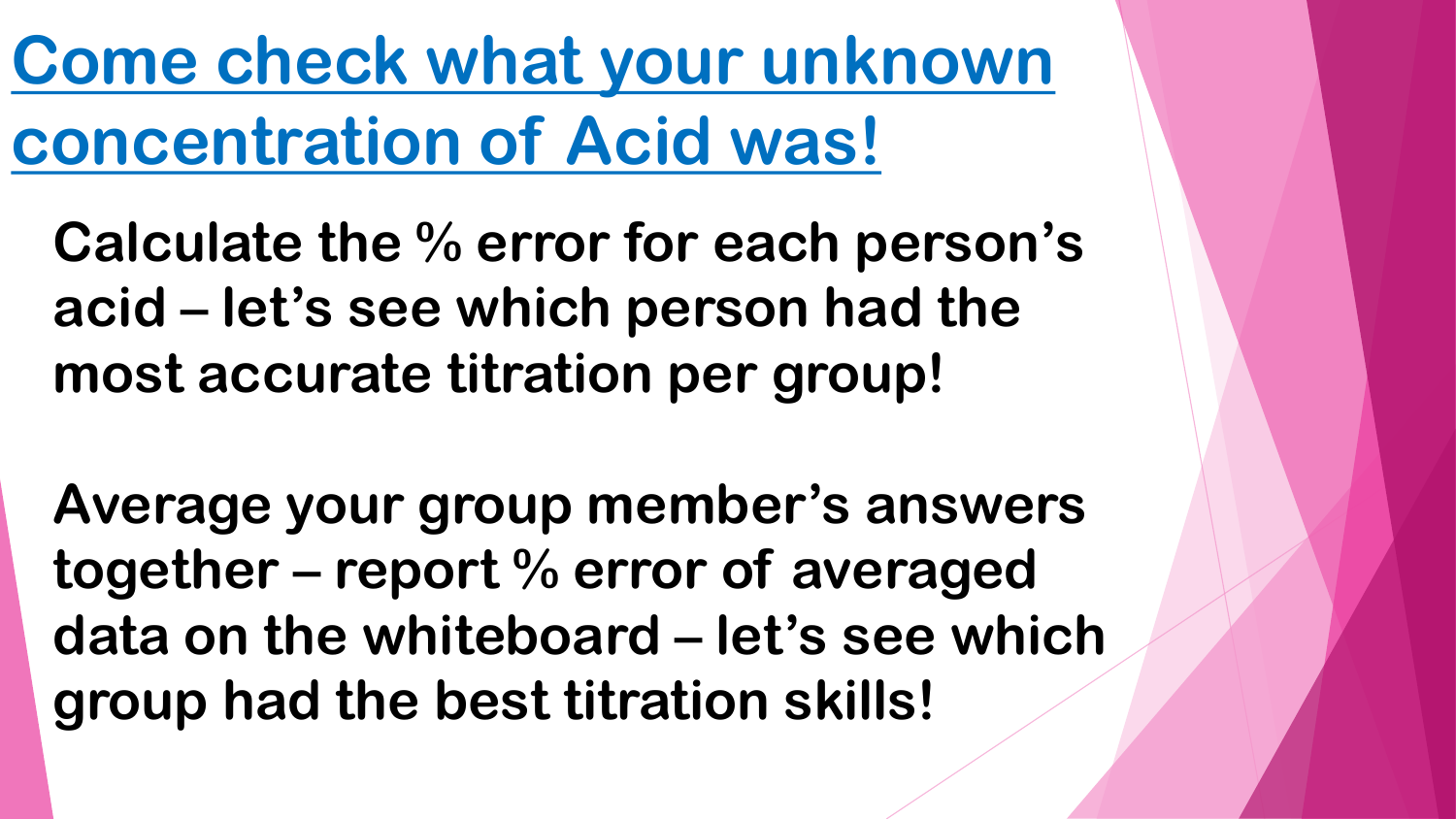# Come check what your unknown concentration of Acid was!

**Calculate the % error for each person's acid – let's see which person had the most accurate titration per group!**

**Average your group member's answers together – report % error of averaged data on the whiteboard – let's see which group had the best titration skills!**